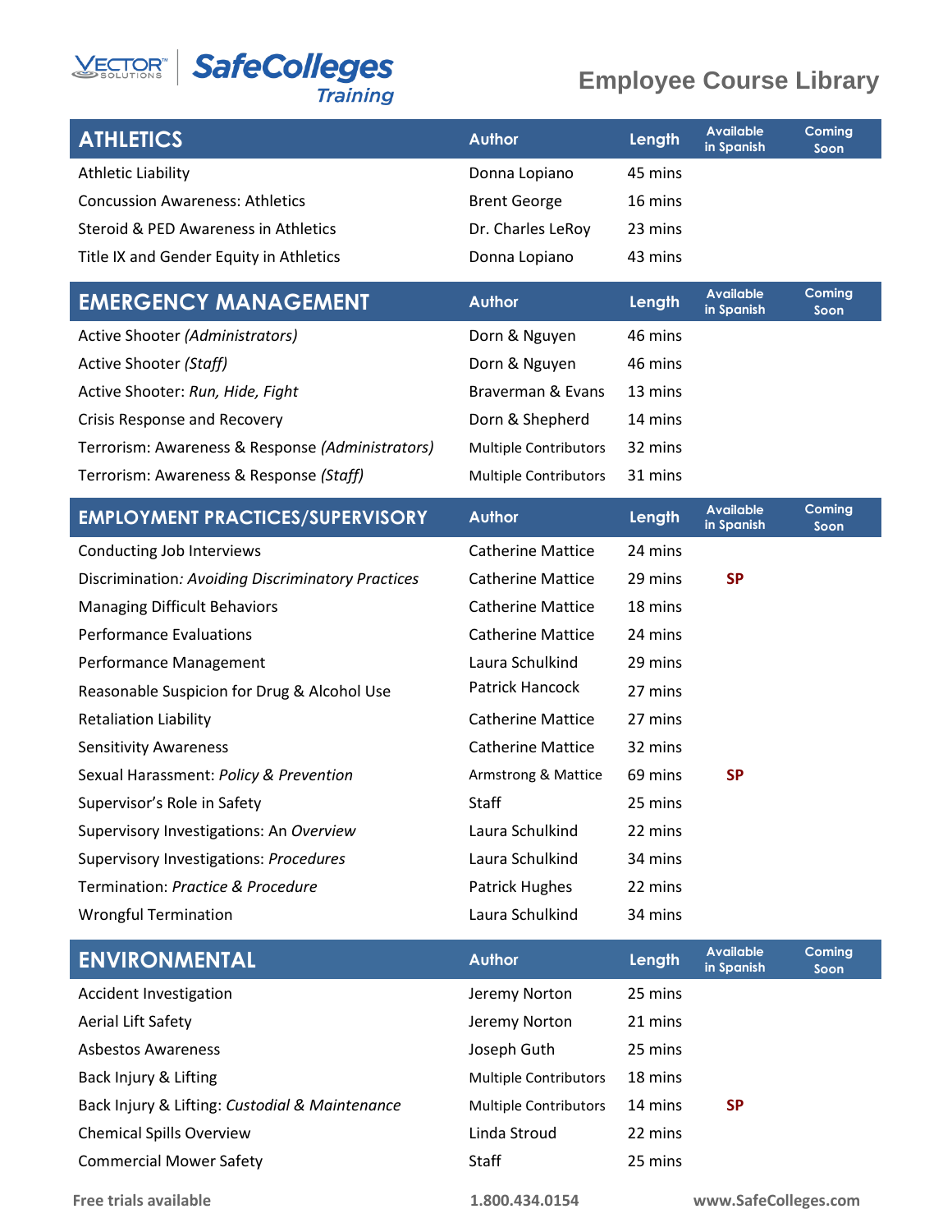# Employee Course Library

| ATHLETICS | Author | Length | Available in Spanish | Coming Soon |
|---|---|---|---|---|
| Athletic Liability | Donna Lopiano | 45 mins | | |
| Concussion Awareness: Athletics | Brent George | 16 mins | | |
| Steroid & PED Awareness in Athletics | Dr. Charles LeRoy | 23 mins | | |
| Title IX and Gender Equity in Athletics | Donna Lopiano | 43 mins | | |

| EMERGENCY MANAGEMENT | Author | Length | Available in Spanish | Coming Soon |
|---|---|---|---|---|
| Active Shooter *(Administrators)* | Dorn & Nguyen | 46 mins | | |
| Active Shooter *(Staff)* | Dorn & Nguyen | 46 mins | | |
| Active Shooter: *Run, Hide, Fight* | Braverman & Evans | 13 mins | | |
| Crisis Response and Recovery | Dorn & Shepherd | 14 mins | | |
| Terrorism: Awareness & Response *(Administrators)* | Multiple Contributors | 32 mins | | |
| Terrorism: Awareness & Response *(Staff)* | Multiple Contributors | 31 mins | | |

| EMPLOYMENT PRACTICES/SUPERVISORY | Author | Length | Available in Spanish | Coming Soon |
|---|---|---|---|---|
| Conducting Job Interviews | Catherine Mattice | 24 mins | | |
| Discrimination*: Avoiding Discriminatory Practices* | Catherine Mattice | 29 mins | SP | |
| Managing Difficult Behaviors | Catherine Mattice | 18 mins | | |
| Performance Evaluations | Catherine Mattice | 24 mins | | |
| Performance Management | Laura Schulkind | 29 mins | | |
| Reasonable Suspicion for Drug & Alcohol Use | Patrick Hancock | 27 mins | | |
| Retaliation Liability | Catherine Mattice | 27 mins | | |
| Sensitivity Awareness | Catherine Mattice | 32 mins | | |
| Sexual Harassment: *Policy & Prevention* | Armstrong & Mattice | 69 mins | SP | |
| Supervisor's Role in Safety | Staff | 25 mins | | |
| Supervisory Investigations: An *Overview* | Laura Schulkind | 22 mins | | |
| Supervisory Investigations: *Procedures* | Laura Schulkind | 34 mins | | |
| Termination: *Practice & Procedure* | Patrick Hughes | 22 mins | | |
| Wrongful Termination | Laura Schulkind | 34 mins | | |

| ENVIRONMENTAL | Author | Length | Available in Spanish | Coming Soon |
|---|---|---|---|---|
| Accident Investigation | Jeremy Norton | 25 mins | | |
| Aerial Lift Safety | Jeremy Norton | 21 mins | | |
| Asbestos Awareness | Joseph Guth | 25 mins | | |
| Back Injury & Lifting | Multiple Contributors | 18 mins | | |
| Back Injury & Lifting: *Custodial & Maintenance* | Multiple Contributors | 14 mins | SP | |
| Chemical Spills Overview | Linda Stroud | 22 mins | | |
| Commercial Mower Safety | Staff | 25 mins | | |

Free trials available 1.800.434.0154 www.SafeColleges.com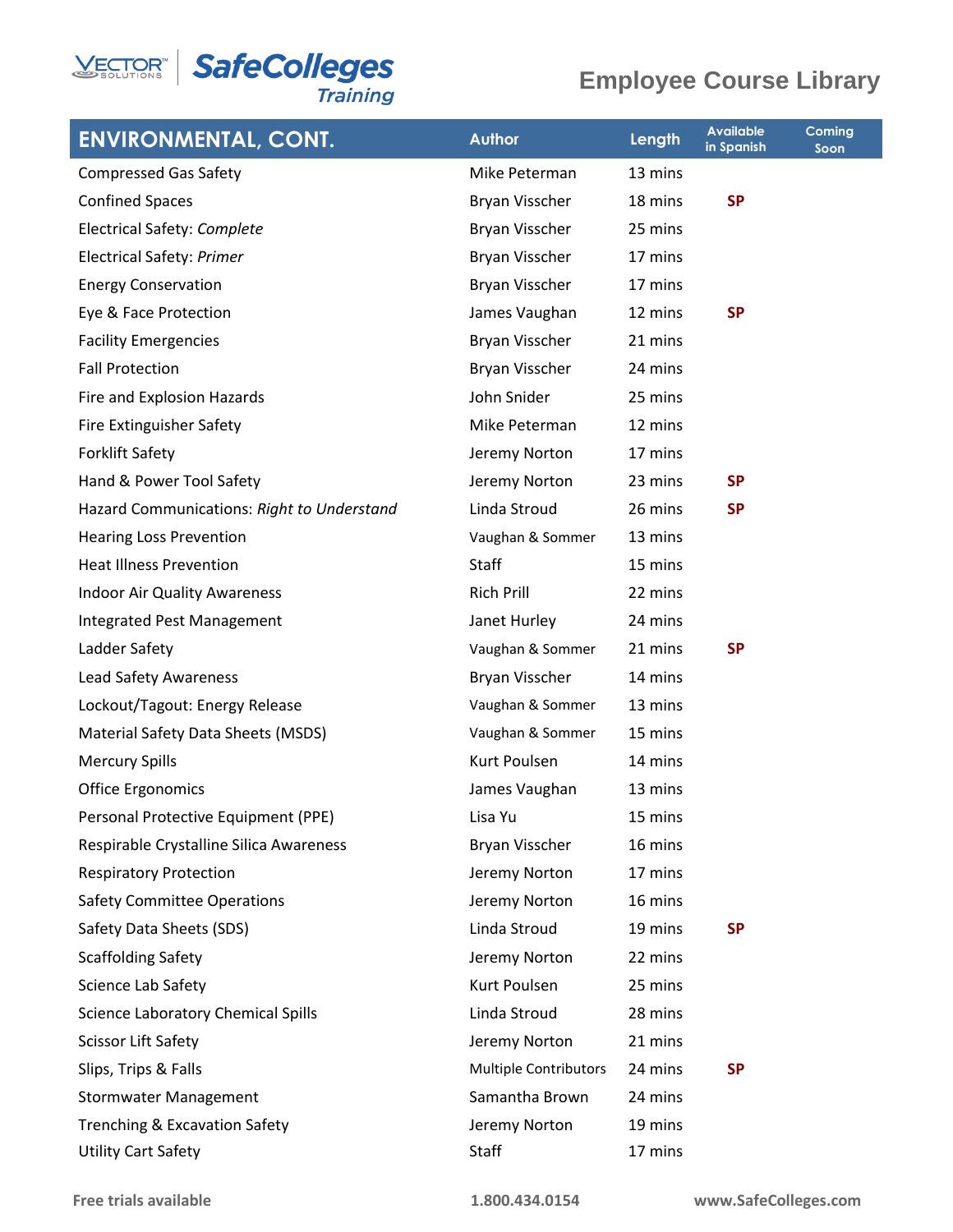# Employee Course Library

| ENVIRONMENTAL, CONT. | Author | Length | Available in Spanish | Coming Soon |
|---|---|---|---|---|
| Compressed Gas Safety | Mike Peterman | 13 mins | | |
| Confined Spaces | Bryan Visscher | 18 mins | SP | |
| Electrical Safety: *Complete* | Bryan Visscher | 25 mins | | |
| Electrical Safety: *Primer* | Bryan Visscher | 17 mins | | |
| Energy Conservation | Bryan Visscher | 17 mins | | |
| Eye & Face Protection | James Vaughan | 12 mins | SP | |
| Facility Emergencies | Bryan Visscher | 21 mins | | |
| Fall Protection | Bryan Visscher | 24 mins | | |
| Fire and Explosion Hazards | John Snider | 25 mins | | |
| Fire Extinguisher Safety | Mike Peterman | 12 mins | | |
| Forklift Safety | Jeremy Norton | 17 mins | | |
| Hand & Power Tool Safety | Jeremy Norton | 23 mins | SP | |
| Hazard Communications: *Right to Understand* | Linda Stroud | 26 mins | SP | |
| Hearing Loss Prevention | Vaughan & Sommer | 13 mins | | |
| Heat Illness Prevention | Staff | 15 mins | | |
| Indoor Air Quality Awareness | Rich Prill | 22 mins | | |
| Integrated Pest Management | Janet Hurley | 24 mins | | |
| Ladder Safety | Vaughan & Sommer | 21 mins | SP | |
| Lead Safety Awareness | Bryan Visscher | 14 mins | | |
| Lockout/Tagout: Energy Release | Vaughan & Sommer | 13 mins | | |
| Material Safety Data Sheets (MSDS) | Vaughan & Sommer | 15 mins | | |
| Mercury Spills | Kurt Poulsen | 14 mins | | |
| Office Ergonomics | James Vaughan | 13 mins | | |
| Personal Protective Equipment (PPE) | Lisa Yu | 15 mins | | |
| Respirable Crystalline Silica Awareness | Bryan Visscher | 16 mins | | |
| Respiratory Protection | Jeremy Norton | 17 mins | | |
| Safety Committee Operations | Jeremy Norton | 16 mins | | |
| Safety Data Sheets (SDS) | Linda Stroud | 19 mins | SP | |
| Scaffolding Safety | Jeremy Norton | 22 mins | | |
| Science Lab Safety | Kurt Poulsen | 25 mins | | |
| Science Laboratory Chemical Spills | Linda Stroud | 28 mins | | |
| Scissor Lift Safety | Jeremy Norton | 21 mins | | |
| Slips, Trips & Falls | Multiple Contributors | 24 mins | SP | |
| Stormwater Management | Samantha Brown | 24 mins | | |
| Trenching & Excavation Safety | Jeremy Norton | 19 mins | | |
| Utility Cart Safety | Staff | 17 mins | | |

Free trials available 1.800.434.0154 www.SafeColleges.com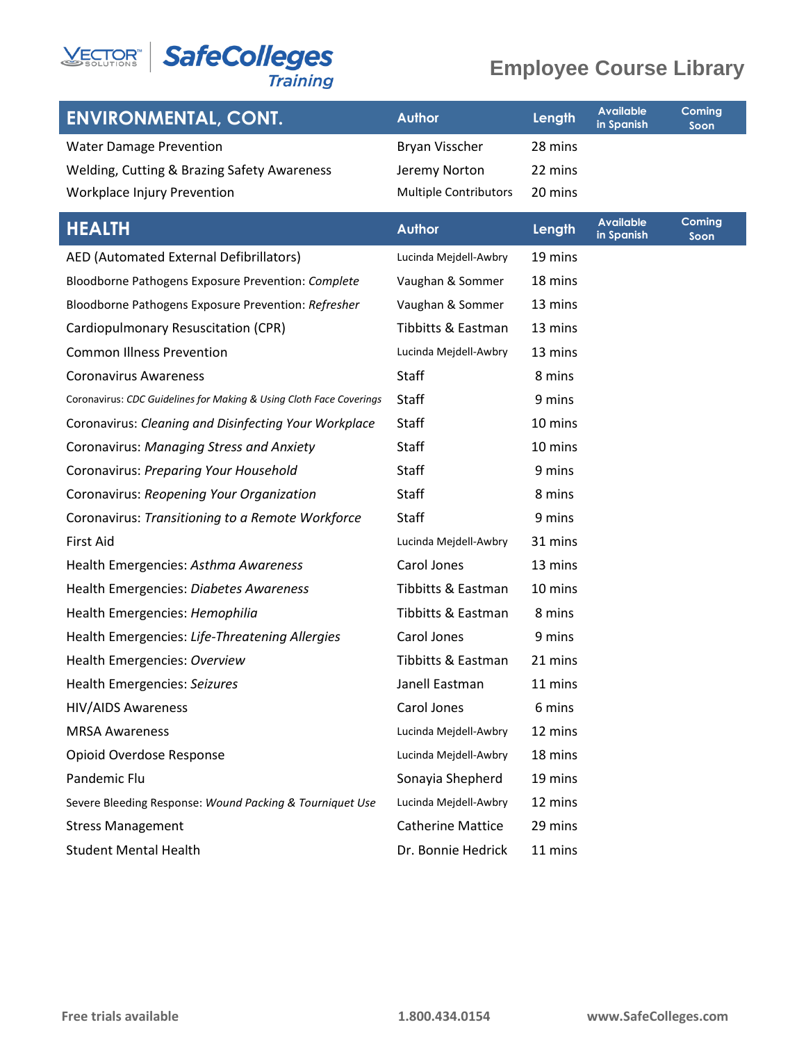# Employee Course Library

| ENVIRONMENTAL, CONT. | Author | Length | Available in Spanish | Coming Soon |
|---|---|---|---|---|
| Water Damage Prevention | Bryan Visscher | 28 mins | | |
| Welding, Cutting & Brazing Safety Awareness | Jeremy Norton | 22 mins | | |
| Workplace Injury Prevention | Multiple Contributors | 20 mins | | |

| HEALTH | Author | Length | Available in Spanish | Coming Soon |
|---|---|---|---|---|
| AED (Automated External Defibrillators) | Lucinda Mejdell-Awbry | 19 mins | | |
| Bloodborne Pathogens Exposure Prevention: *Complete* | Vaughan & Sommer | 18 mins | | |
| Bloodborne Pathogens Exposure Prevention: *Refresher* | Vaughan & Sommer | 13 mins | | |
| Cardiopulmonary Resuscitation (CPR) | Tibbitts & Eastman | 13 mins | | |
| Common Illness Prevention | Lucinda Mejdell-Awbry | 13 mins | | |
| Coronavirus Awareness | Staff | 8 mins | | |
| Coronavirus: *CDC Guidelines for Making & Using Cloth Face Coverings* | Staff | 9 mins | | |
| Coronavirus: *Cleaning and Disinfecting Your Workplace* | Staff | 10 mins | | |
| Coronavirus: *Managing Stress and Anxiety* | Staff | 10 mins | | |
| Coronavirus: *Preparing Your Household* | Staff | 9 mins | | |
| Coronavirus: *Reopening Your Organization* | Staff | 8 mins | | |
| Coronavirus: *Transitioning to a Remote Workforce* | Staff | 9 mins | | |
| First Aid | Lucinda Mejdell-Awbry | 31 mins | | |
| Health Emergencies: *Asthma Awareness* | Carol Jones | 13 mins | | |
| Health Emergencies: *Diabetes Awareness* | Tibbitts & Eastman | 10 mins | | |
| Health Emergencies: *Hemophilia* | Tibbitts & Eastman | 8 mins | | |
| Health Emergencies: *Life-Threatening Allergies* | Carol Jones | 9 mins | | |
| Health Emergencies: *Overview* | Tibbitts & Eastman | 21 mins | | |
| Health Emergencies: *Seizures* | Janell Eastman | 11 mins | | |
| HIV/AIDS Awareness | Carol Jones | 6 mins | | |
| MRSA Awareness | Lucinda Mejdell-Awbry | 12 mins | | |
| Opioid Overdose Response | Lucinda Mejdell-Awbry | 18 mins | | |
| Pandemic Flu | Sonayia Shepherd | 19 mins | | |
| Severe Bleeding Response: *Wound Packing & Tourniquet Use* | Lucinda Mejdell-Awbry | 12 mins | | |
| Stress Management | Catherine Mattice | 29 mins | | |
| Student Mental Health | Dr. Bonnie Hedrick | 11 mins | | |

**Free trials available** **1.800.434.0154** **www.SafeColleges.com**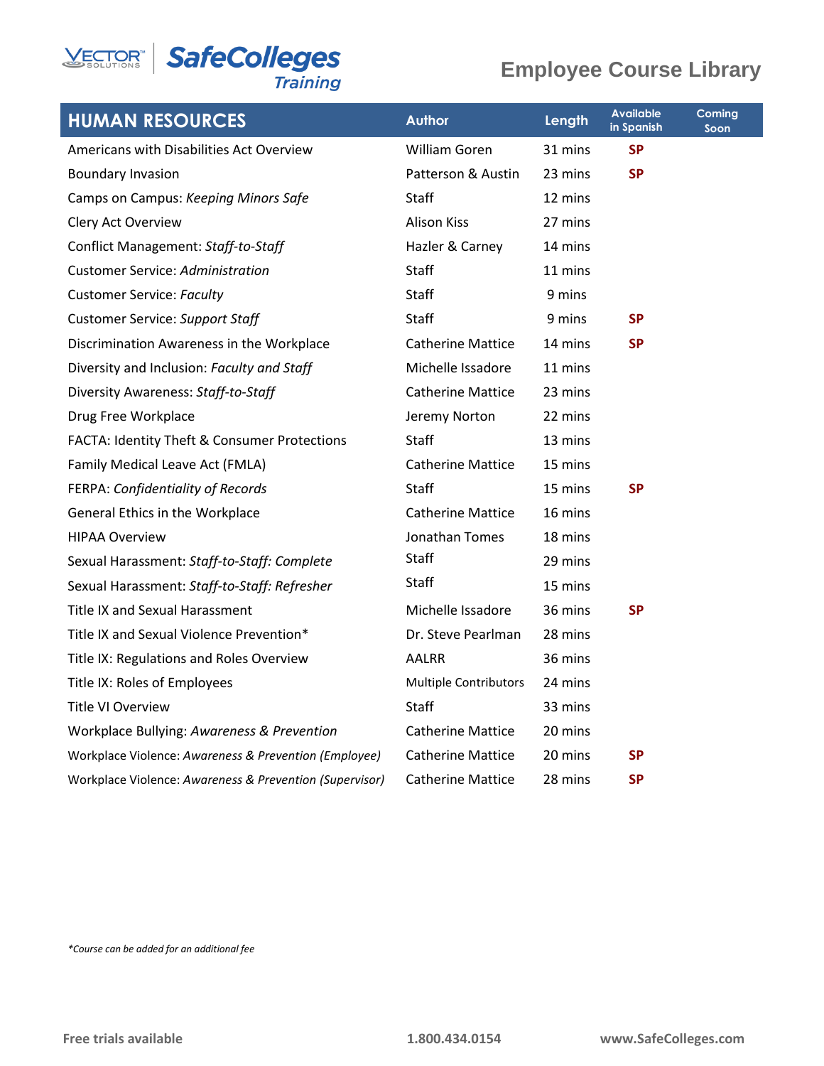# Employee Course Library

| HUMAN RESOURCES | Author | Length | Available in Spanish | Coming Soon |
|---|---|---|---|---|
| Americans with Disabilities Act Overview | William Goren | 31 mins | SP | |
| Boundary Invasion | Patterson & Austin | 23 mins | SP | |
| Camps on Campus: *Keeping Minors Safe* | Staff | 12 mins | | |
| Clery Act Overview | Alison Kiss | 27 mins | | |
| Conflict Management: *Staff-to-Staff* | Hazler & Carney | 14 mins | | |
| Customer Service: *Administration* | Staff | 11 mins | | |
| Customer Service: *Faculty* | Staff | 9 mins | | |
| Customer Service: *Support Staff* | Staff | 9 mins | SP | |
| Discrimination Awareness in the Workplace | Catherine Mattice | 14 mins | SP | |
| Diversity and Inclusion: *Faculty and Staff* | Michelle Issadore | 11 mins | | |
| Diversity Awareness: *Staff-to-Staff* | Catherine Mattice | 23 mins | | |
| Drug Free Workplace | Jeremy Norton | 22 mins | | |
| FACTA: Identity Theft & Consumer Protections | Staff | 13 mins | | |
| Family Medical Leave Act (FMLA) | Catherine Mattice | 15 mins | | |
| FERPA: *Confidentiality of Records* | Staff | 15 mins | SP | |
| General Ethics in the Workplace | Catherine Mattice | 16 mins | | |
| HIPAA Overview | Jonathan Tomes | 18 mins | | |
| Sexual Harassment: *Staff-to-Staff: Complete* | Staff | 29 mins | | |
| Sexual Harassment: *Staff-to-Staff: Refresher* | Staff | 15 mins | | |
| Title IX and Sexual Harassment | Michelle Issadore | 36 mins | SP | |
| Title IX and Sexual Violence Prevention* | Dr. Steve Pearlman | 28 mins | | |
| Title IX: Regulations and Roles Overview | AALRR | 36 mins | | |
| Title IX: Roles of Employees | Multiple Contributors | 24 mins | | |
| Title VI Overview | Staff | 33 mins | | |
| Workplace Bullying: *Awareness & Prevention* | Catherine Mattice | 20 mins | | |
| Workplace Violence: *Awareness & Prevention (Employee)* | Catherine Mattice | 20 mins | SP | |
| Workplace Violence: *Awareness & Prevention (Supervisor)* | Catherine Mattice | 28 mins | SP | |

*\*Course can be added for an additional fee*

**Free trials available** **1.800.434.0154** **www.SafeColleges.com**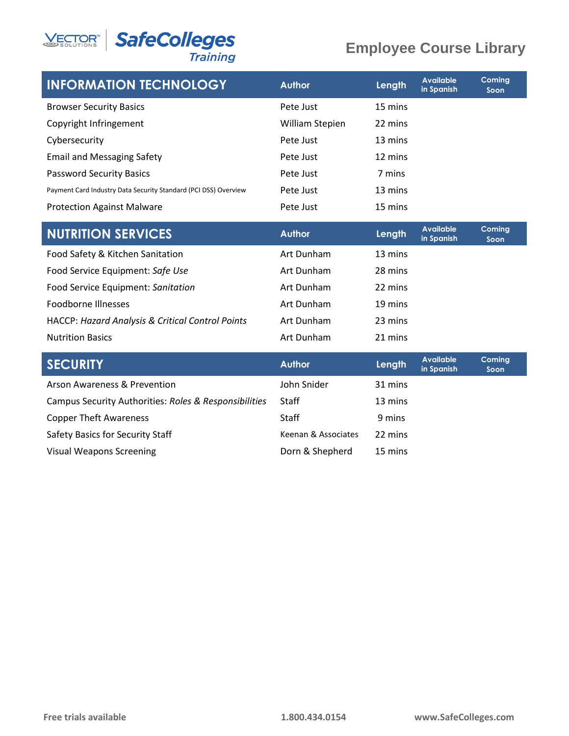# Employee Course Library

| INFORMATION TECHNOLOGY | Author | Length | Available in Spanish | Coming Soon |
|---|---|---|---|---|
| Browser Security Basics | Pete Just | 15 mins | | |
| Copyright Infringement | William Stepien | 22 mins | | |
| Cybersecurity | Pete Just | 13 mins | | |
| Email and Messaging Safety | Pete Just | 12 mins | | |
| Password Security Basics | Pete Just | 7 mins | | |
| Payment Card Industry Data Security Standard (PCI DSS) Overview | Pete Just | 13 mins | | |
| Protection Against Malware | Pete Just | 15 mins | | |

| NUTRITION SERVICES | Author | Length | Available in Spanish | Coming Soon |
|---|---|---|---|---|
| Food Safety & Kitchen Sanitation | Art Dunham | 13 mins | | |
| Food Service Equipment: *Safe Use* | Art Dunham | 28 mins | | |
| Food Service Equipment: *Sanitation* | Art Dunham | 22 mins | | |
| Foodborne Illnesses | Art Dunham | 19 mins | | |
| HACCP: *Hazard Analysis & Critical Control Points* | Art Dunham | 23 mins | | |
| Nutrition Basics | Art Dunham | 21 mins | | |

| SECURITY | Author | Length | Available in Spanish | Coming Soon |
|---|---|---|---|---|
| Arson Awareness & Prevention | John Snider | 31 mins | | |
| Campus Security Authorities: *Roles & Responsibilities* | Staff | 13 mins | | |
| Copper Theft Awareness | Staff | 9 mins | | |
| Safety Basics for Security Staff | Keenan & Associates | 22 mins | | |
| Visual Weapons Screening | Dorn & Shepherd | 15 mins | | |

Free trials available 1.800.434.0154 www.SafeColleges.com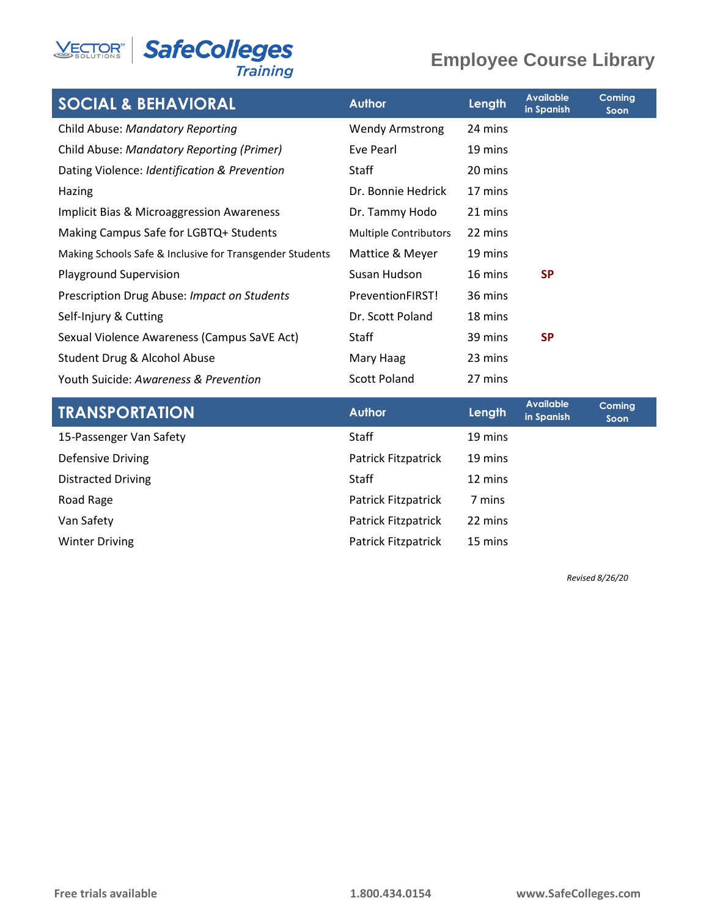# Employee Course Library

| SOCIAL & BEHAVIORAL | Author | Length | Available in Spanish | Coming Soon |
|---|---|---|---|---|
| Child Abuse: *Mandatory Reporting* | Wendy Armstrong | 24 mins | | |
| Child Abuse: *Mandatory Reporting (Primer)* | Eve Pearl | 19 mins | | |
| Dating Violence: *Identification & Prevention* | Staff | 20 mins | | |
| Hazing | Dr. Bonnie Hedrick | 17 mins | | |
| Implicit Bias & Microaggression Awareness | Dr. Tammy Hodo | 21 mins | | |
| Making Campus Safe for LGBTQ+ Students | Multiple Contributors | 22 mins | | |
| Making Schools Safe & Inclusive for Transgender Students | Mattice & Meyer | 19 mins | | |
| Playground Supervision | Susan Hudson | 16 mins | **SP** | |
| Prescription Drug Abuse: *Impact on Students* | PreventionFIRST! | 36 mins | | |
| Self-Injury & Cutting | Dr. Scott Poland | 18 mins | | |
| Sexual Violence Awareness (Campus SaVE Act) | Staff | 39 mins | **SP** | |
| Student Drug & Alcohol Abuse | Mary Haag | 23 mins | | |
| Youth Suicide: *Awareness & Prevention* | Scott Poland | 27 mins | | |

| TRANSPORTATION | Author | Length | Available in Spanish | Coming Soon |
|---|---|---|---|---|
| 15-Passenger Van Safety | Staff | 19 mins | | |
| Defensive Driving | Patrick Fitzpatrick | 19 mins | | |
| Distracted Driving | Staff | 12 mins | | |
| Road Rage | Patrick Fitzpatrick | 7 mins | | |
| Van Safety | Patrick Fitzpatrick | 22 mins | | |
| Winter Driving | Patrick Fitzpatrick | 15 mins | | |

*Revised 8/26/20*

**Free trials available** **1.800.434.0154** **www.SafeColleges.com**